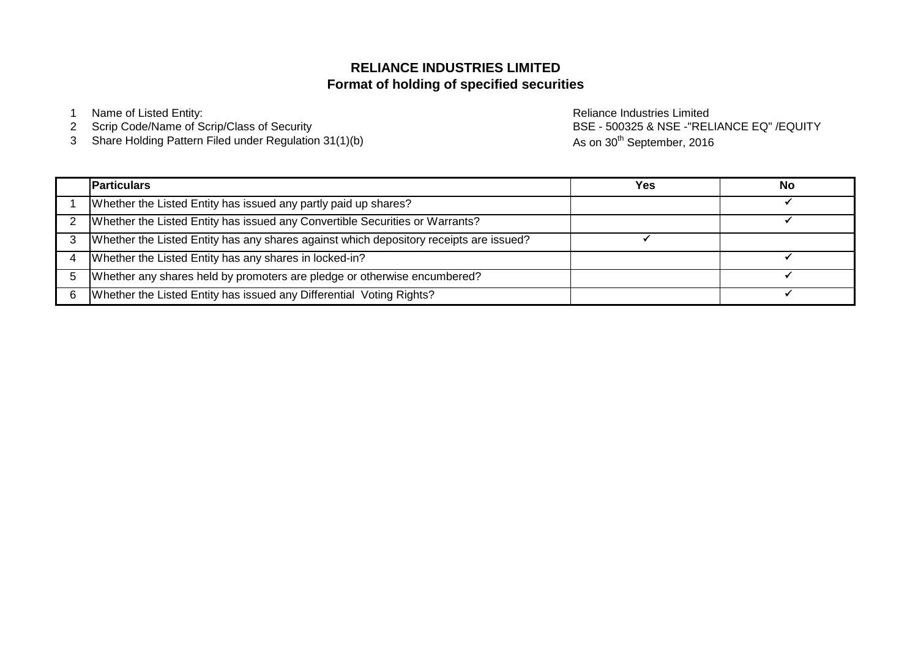# RELIANCE INDUSTRIES LIMITED
## Format of holding of specified securities

1. Name of Listed Entity: Reliance Industries Limited
2. Scrip Code/Name of Scrip/Class of Security: BSE - 500325 & NSE -"RELIANCE EQ" /EQUITY
3. Share Holding Pattern Filed under Regulation 31(1)(b): As on 30th September, 2016

| | Particulars | Yes | No |
|---|---|---|---|
| 1 | Whether the Listed Entity has issued any partly paid up shares? | | ✓ |
| 2 | Whether the Listed Entity has issued any Convertible Securities or Warrants? | | ✓ |
| 3 | Whether the Listed Entity has any shares against which depository receipts are issued? | ✓ | |
| 4 | Whether the Listed Entity has any shares in locked-in? | | ✓ |
| 5 | Whether any shares held by promoters are pledge or otherwise encumbered? | | ✓ |
| 6 | Whether the Listed Entity has issued any Differential Voting Rights? | | ✓ |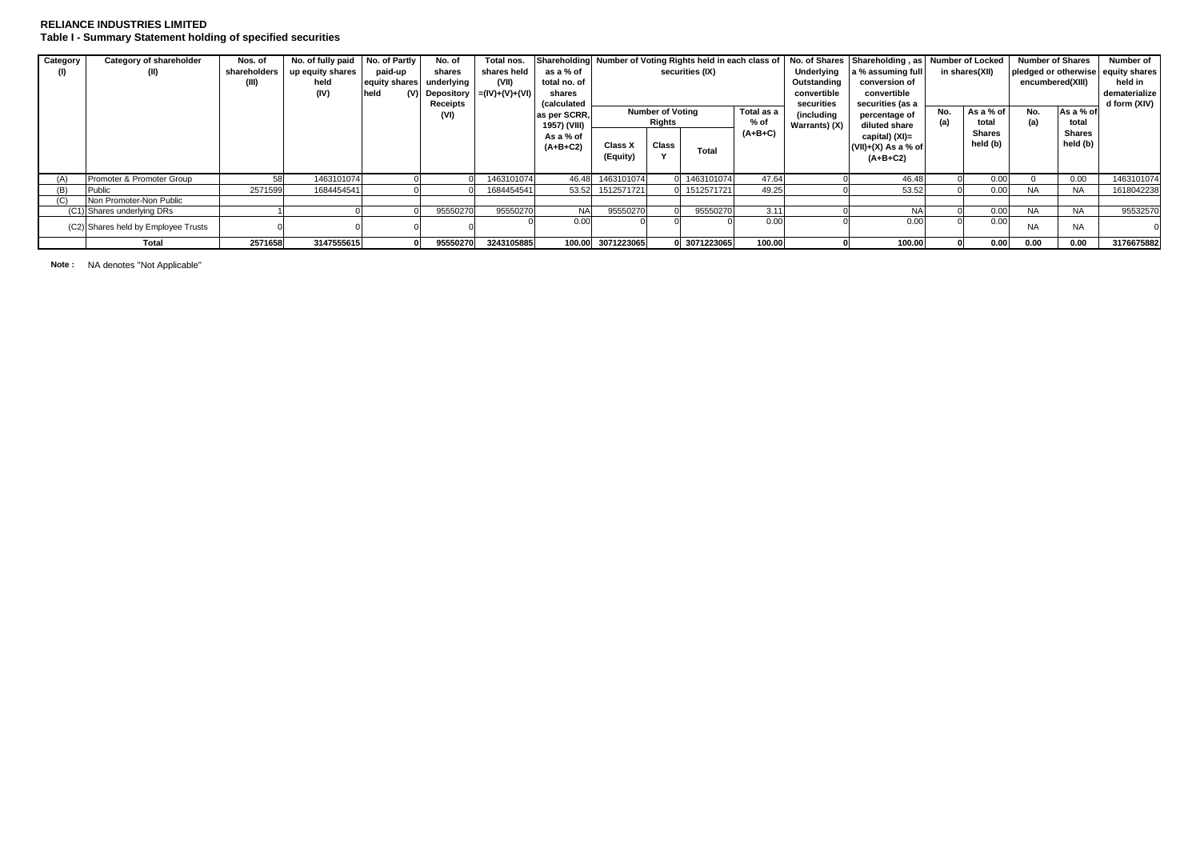**RELIANCE INDUSTRIES LIMITED**

**Table I - Summary Statement holding of specified securities**

| Category (I) | Category of shareholder (II) | Nos. of shareholders (III) | No. of fully paid up equity shares held (IV) | No. of Partly paid-up equity shares held (V) | No. of shares underlying Depository Receipts (VI) | Total nos. shares held (VII) =(IV)+(V)+(VI) | Shareholding as a % of total no. of shares (calculated as per SCRR, 1957) (VIII) As a % of (A+B+C2) | Number of Voting Rights held in each class of securities (IX) | | | | No. of Shares Underlying Outstanding convertible securities (including Warrants) (X) | Shareholding , as a % assuming full conversion of convertible securities (as a percentage of diluted share capital) (XI)= (VII)+(X) As a % of (A+B+C2) | Number of Locked in shares(XII) | | Number of Shares pledged or otherwise encumbered(XIII) | | Number of equity shares held in dematerialize d form (XIV) |
|---|---|---|---|---|---|---|---|---|---|---|---|---|---|---|---|---|---|---|
| | | | | | | | | Number of Voting Rights | | | Total as a % of (A+B+C) | | | No. (a) | As a % of total Shares held (b) | No. (a) | As a % of total Shares held (b) | |
| | | | | | | | | Class X (Equity) | Class Y | Total | | | | | | | | |
| (A) | Promoter & Promoter Group | 58 | 1463101074 | 0 | 0 | 1463101074 | 46.48 | 1463101074 | 0 | 1463101074 | 47.64 | 0 | 46.48 | 0 | 0.00 | 0 | 0.00 | 1463101074 |
| (B) | Public | 2571599 | 1684454541 | 0 | 0 | 1684454541 | 53.52 | 1512571721 | 0 | 1512571721 | 49.25 | 0 | 53.52 | 0 | 0.00 | NA | NA | 1618042238 |
| (C) | Non Promoter-Non Public | | | | | | | | | | | | | | | | | |
| (C1) | Shares underlying DRs | 1 | 0 | 0 | 95550270 | 95550270 | NA | 95550270 | 0 | 95550270 | 3.11 | 0 | NA | 0 | 0.00 | NA | NA | 95532570 |
| (C2) | Shares held by Employee Trusts | 0 | 0 | 0 | 0 | 0 | 0.00 | 0 | 0 | 0 | 0.00 | 0 | 0.00 | 0 | 0.00 | NA | NA | 0 |
| | **Total** | **2571658** | **3147555615** | **0** | **95550270** | **3243105885** | **100.00** | **3071223065** | **0** | **3071223065** | **100.00** | **0** | **100.00** | **0** | **0.00** | **0.00** | **0.00** | **3176675882** |

**Note :** NA denotes "Not Applicable"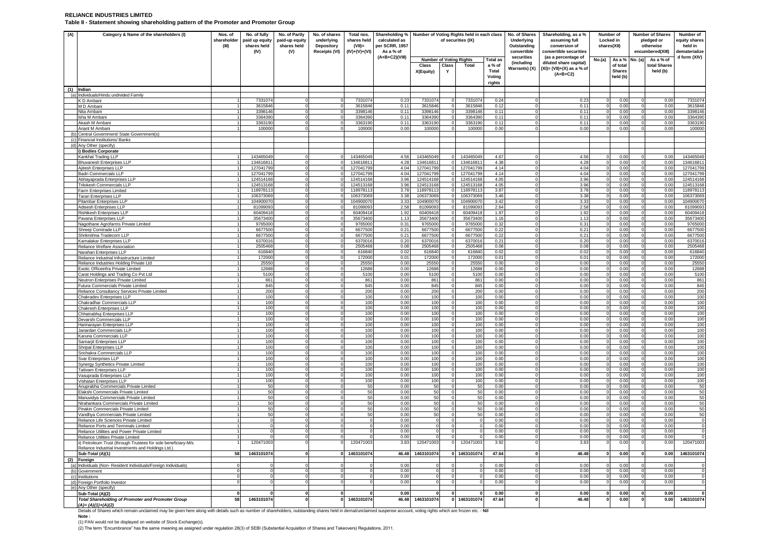**RELIANCE INDUSTRIES LIMITED**

**Table II - Statement showing shareholding pattern of the Promoter and Promoter Group**

| (A) | Category & Name of the shareholders (I) | Nos. of shareholder (III) | No. of fully paid up equity shares held (IV) | No. of Partly paid-up equity shares held (V) | No. of shares underlying Depository Receipts (VI) | Total nos. shares held (VII)= (IV)+(V)+(VI) | Shareholding % calculated as per SCRR, 1957 As a % of (A+B+C2)(VIII) | Number of Voting Rights held in each class of securities (IX) | | | | No. of Shares Underlying Outstanding convertible securities (including Warrants) (X) | Shareholding, as a % assuming full conversion of convertible securities (as a percentage of diluted share capital) (XI)= (VII)+(X) as a % of (A+B+C2) | Number of Locked in shares(XII) | | Number of Shares pledged or otherwise encumbered(XIII) | | Number of equity shares held in dematerialize d form (XIV) |
|---|---|---|---|---|---|---|---|---|---|---|---|---|---|---|---|---|---|---|
| | | | | | | | | Number of Voting Rights | | | Total as a % of Total Voting rights | | | No.(a) | As a % of total Shares held (b) | No. (a) | As a % of total Shares held (b) | |
| | | | | | | | | Class X(Equity) | Class Y | Total | | | | | | | | |
| (1) | Indian | | | | | | | | | | | | | | | | | |
| (a) | Individuals/Hindu undivided Family | | | | | | | | | | | | | | | | | |
| | K D Ambani | 1 | 7331074 | 0 | 0 | 7331074 | 0.23 | 7331074 | 0 | 7331074 | 0.24 | 0 | 0.23 | 0 | 0.00 | 0 | 0.00 | 7331074 |
| | M D Ambani | 1 | 3615846 | 0 | 0 | 3615846 | 0.11 | 3615846 | 0 | 3615846 | 0.12 | 0 | 0.11 | 0 | 0.00 | 0 | 0.00 | 3615846 |
| | Nita Ambani | 1 | 3398146 | 0 | 0 | 3398146 | 0.11 | 3398146 | 0 | 3398146 | 0.11 | 0 | 0.11 | 0 | 0.00 | 0 | 0.00 | 3398146 |
| | Isha M Ambani | 1 | 3364390 | 0 | 0 | 3364390 | 0.11 | 3364390 | 0 | 3364390 | 0.11 | 0 | 0.11 | 0 | 0.00 | 0 | 0.00 | 3364390 |
| | Akash M Ambani | 1 | 3363190 | 0 | 0 | 3363190 | 0.11 | 3363190 | 0 | 3363190 | 0.11 | 0 | 0.11 | 0 | 0.00 | 0 | 0.00 | 3363190 |
| | Anant M Ambani | 1 | 100000 | 0 | 0 | 100000 | 0.00 | 100000 | 0 | 100000 | 0.00 | 0 | 0.00 | 0 | 0.00 | 0 | 0.00 | 100000 |
| (b) | Central Government/ State Government(s) | | | | | | | | | | | | | | | | | |
| (c) | Financial Institutions/ Banks | | | | | | | | | | | | | | | | | |
| (d) | Any Other (specify) | | | | | | | | | | | | | | | | | |
| | i) Bodies Corporate | | | | | | | | | | | | | | | | | |
| | Kankhal Trading LLP | 1 | 143465049 | 0 | 0 | 143465049 | 4.56 | 143465049 | 0 | 143465049 | 4.67 | 0 | 4.56 | 0 | 0.00 | 0 | 0.00 | 143465049 |
| | Bhuvanesh Enterprises LLP | 1 | 134616811 | 0 | 0 | 134616811 | 4.28 | 134616811 | 0 | 134616811 | 4.38 | 0 | 4.28 | 0 | 0.00 | 0 | 0.00 | 134616811 |
| | Ajitesh Enterprises LLP | 1 | 127041799 | 0 | 0 | 127041799 | 4.04 | 127041799 | 0 | 127041799 | 4.14 | 0 | 4.04 | 0 | 0.00 | 0 | 0.00 | 127041799 |
| | Badri Commercials LLP | 1 | 127041799 | 0 | 0 | 127041799 | 4.04 | 127041799 | 0 | 127041799 | 4.14 | 0 | 4.04 | 0 | 0.00 | 0 | 0.00 | 127041799 |
| | Abhayaprada Enterprises LLP | 1 | 124514168 | 0 | 0 | 124514168 | 3.96 | 124514168 | 0 | 124514168 | 4.05 | 0 | 3.96 | 0 | 0.00 | 0 | 0.00 | 124514168 |
| | Trilokesh Commercials LLP | 1 | 124513168 | 0 | 0 | 124513168 | 3.96 | 124513168 | 0 | 124513168 | 4.05 | 0 | 3.96 | 0 | 0.00 | 0 | 0.00 | 124513168 |
| | Farm Enterprises Limited | 1 | 118978113 | 0 | 0 | 118978113 | 3.78 | 118978113 | 0 | 118978113 | 3.87 | 0 | 3.78 | 0 | 0.00 | 0 | 0.00 | 118978113 |
| | Taran Enterprises LLP | 1 | 106373069 | 0 | 0 | 106373069 | 3.38 | 106373069 | 0 | 106373069 | 3.46 | 0 | 3.38 | 0 | 0.00 | 0 | 0.00 | 106373069 |
| | Pitambar Enterprises LLP | 1 | 104900070 | 0 | 0 | 104900070 | 3.33 | 104900070 | 0 | 104900070 | 3.42 | 0 | 3.33 | 0 | 0.00 | 0 | 0.00 | 104900070 |
| | Adisesh Enterprises LLP | 1 | 81099093 | 0 | 0 | 81099093 | 2.58 | 81099093 | 0 | 81099093 | 2.64 | 0 | 2.58 | 0 | 0.00 | 0 | 0.00 | 81099093 |
| | Rishikesh Enterprises LLP | 1 | 60409418 | 0 | 0 | 60409418 | 1.92 | 60409418 | 0 | 60409418 | 1.97 | 0 | 1.92 | 0 | 0.00 | 0 | 0.00 | 60409418 |
| | Pavana Enterprises LLP | 1 | 35673400 | 0 | 0 | 35673400 | 1.13 | 35673400 | 0 | 35673400 | 1.16 | 0 | 1.13 | 0 | 0.00 | 0 | 0.00 | 35673400 |
| | Nagothane Agrofarms Private Limited | 1 | 9765000 | 0 | 0 | 9765000 | 0.31 | 9765000 | 0 | 9765000 | 0.32 | 0 | 0.31 | 0 | 0.00 | 0 | 0.00 | 9765000 |
| | Shreeji Comtrade LLP | 1 | 6677500 | 0 | 0 | 6677500 | 0.21 | 6677500 | 0 | 6677500 | 0.22 | 0 | 0.21 | 0 | 0.00 | 0 | 0.00 | 6677500 |
| | Shrikrishna Tradecom LLP | 1 | 6677500 | 0 | 0 | 6677500 | 0.21 | 6677500 | 0 | 6677500 | 0.22 | 0 | 0.21 | 0 | 0.00 | 0 | 0.00 | 6677500 |
| | Kamalakar Enterprises LLP | 1 | 6370016 | 0 | 0 | 6370016 | 0.20 | 6370016 | 0 | 6370016 | 0.21 | 0 | 0.20 | 0 | 0.00 | 0 | 0.00 | 6370016 |
| | Reliance Welfare Association | 1 | 2505468 | 0 | 0 | 2505468 | 0.08 | 2505468 | 0 | 2505468 | 0.08 | 0 | 0.08 | 0 | 0.00 | 0 | 0.00 | 2505468 |
| | Narahari Enterprises LLP | 1 | 616840 | 0 | 0 | 616840 | 0.02 | 616840 | 0 | 616840 | 0.02 | 0 | 0.02 | 0 | 0.00 | 0 | 0.00 | 616840 |
| | Reliance Industrial Infrastructure Limited | 1 | 172000 | 0 | 0 | 172000 | 0.01 | 172000 | 0 | 172000 | 0.01 | 0 | 0.01 | 0 | 0.00 | 0 | 0.00 | 172000 |
| | Reliance Industries Holding Private Ltd | 1 | 25550 | 0 | 0 | 25550 | 0.00 | 25550 | 0 | 25550 | 0.00 | 0 | 0.00 | 0 | 0.00 | 0 | 0.00 | 25550 |
| | Exotic Officeinfra Private Limited | 1 | 12688 | 0 | 0 | 12688 | 0.00 | 12688 | 0 | 12688 | 0.00 | 0 | 0.00 | 0 | 0.00 | 0 | 0.00 | 12688 |
| | Carat Holdings and Trading Co Pvt Ltd | 1 | 5100 | 0 | 0 | 5100 | 0.00 | 5100 | 0 | 5100 | 0.00 | 0 | 0.00 | 0 | 0.00 | 0 | 0.00 | 5100 |
| | Neutron Enterprises Private Limited | 1 | 861 | 0 | 0 | 861 | 0.00 | 861 | 0 | 861 | 0.00 | 0 | 0.00 | 0 | 0.00 | 0 | 0.00 | 861 |
| | Futura Commercials Private Limited | 1 | 845 | 0 | 0 | 845 | 0.00 | 845 | 0 | 845 | 0.00 | 0 | 0.00 | 0 | 0.00 | 0 | 0.00 | 845 |
| | Reliance Consultancy Services Private Limited | 1 | 200 | 0 | 0 | 200 | 0.00 | 200 | 0 | 200 | 0.00 | 0 | 0.00 | 0 | 0.00 | 0 | 0.00 | 200 |
| | Chakradev Enterprises LLP | 1 | 100 | 0 | 0 | 100 | 0.00 | 100 | 0 | 100 | 0.00 | 0 | 0.00 | 0 | 0.00 | 0 | 0.00 | 100 |
| | Chakradhar Commercials LLP | 1 | 100 | 0 | 0 | 100 | 0.00 | 100 | 0 | 100 | 0.00 | 0 | 0.00 | 0 | 0.00 | 0 | 0.00 | 100 |
| | Chakresh Enterprises LLP | 1 | 100 | 0 | 0 | 100 | 0.00 | 100 | 0 | 100 | 0.00 | 0 | 0.00 | 0 | 0.00 | 0 | 0.00 | 100 |
| | Chhatrabhuj Enterprises LLP | 1 | 100 | 0 | 0 | 100 | 0.00 | 100 | 0 | 100 | 0.00 | 0 | 0.00 | 0 | 0.00 | 0 | 0.00 | 100 |
| | Devarshi Commercials LLP | 1 | 100 | 0 | 0 | 100 | 0.00 | 100 | 0 | 100 | 0.00 | 0 | 0.00 | 0 | 0.00 | 0 | 0.00 | 100 |
| | Harinarayan Enterprises LLP | 1 | 100 | 0 | 0 | 100 | 0.00 | 100 | 0 | 100 | 0.00 | 0 | 0.00 | 0 | 0.00 | 0 | 0.00 | 100 |
| | Janardan Commercials LLP | 1 | 100 | 0 | 0 | 100 | 0.00 | 100 | 0 | 100 | 0.00 | 0 | 0.00 | 0 | 0.00 | 0 | 0.00 | 100 |
| | Karuna Commercials LLP | 1 | 100 | 0 | 0 | 100 | 0.00 | 100 | 0 | 100 | 0.00 | 0 | 0.00 | 0 | 0.00 | 0 | 0.00 | 100 |
| | Samarjit Enterprises LLP | 1 | 100 | 0 | 0 | 100 | 0.00 | 100 | 0 | 100 | 0.00 | 0 | 0.00 | 0 | 0.00 | 0 | 0.00 | 100 |
| | Shripal Enterprises LLP | 1 | 100 | 0 | 0 | 100 | 0.00 | 100 | 0 | 100 | 0.00 | 0 | 0.00 | 0 | 0.00 | 0 | 0.00 | 100 |
| | Srichakra Commercials LLP | 1 | 100 | 0 | 0 | 100 | 0.00 | 100 | 0 | 100 | 0.00 | 0 | 0.00 | 0 | 0.00 | 0 | 0.00 | 100 |
| | Svar Enterprises LLP | 1 | 100 | 0 | 0 | 100 | 0.00 | 100 | 0 | 100 | 0.00 | 0 | 0.00 | 0 | 0.00 | 0 | 0.00 | 100 |
| | Synergy Synthetics Private Limited | 1 | 100 | 0 | 0 | 100 | 0.00 | 100 | 0 | 100 | 0.00 | 0 | 0.00 | 0 | 0.00 | 0 | 0.00 | 100 |
| | Tattvam Enterprises LLP | 1 | 100 | 0 | 0 | 100 | 0.00 | 100 | 0 | 100 | 0.00 | 0 | 0.00 | 0 | 0.00 | 0 | 0.00 | 100 |
| | Vasuprada Enterprises LLP | 1 | 100 | 0 | 0 | 100 | 0.00 | 100 | 0 | 100 | 0.00 | 0 | 0.00 | 0 | 0.00 | 0 | 0.00 | 100 |
| | Vishatan Enterprises LLP | 1 | 100 | 0 | 0 | 100 | 0.00 | 100 | 0 | 100 | 0.00 | 0 | 0.00 | 0 | 0.00 | 0 | 0.00 | 100 |
| | Anuprabha Commercials Private Limited | 1 | 50 | 0 | 0 | 50 | 0.00 | 50 | 0 | 50 | 0.00 | 0 | 0.00 | 0 | 0.00 | 0 | 0.00 | 50 |
| | Elakshi Commercials Private Limited | 1 | 50 | 0 | 0 | 50 | 0.00 | 50 | 0 | 50 | 0.00 | 0 | 0.00 | 0 | 0.00 | 0 | 0.00 | 50 |
| | Manuvidya Commercials Private Limited | 1 | 50 | 0 | 0 | 50 | 0.00 | 50 | 0 | 50 | 0.00 | 0 | 0.00 | 0 | 0.00 | 0 | 0.00 | 50 |
| | Nirahankara Commercials Private Limited | 1 | 50 | 0 | 0 | 50 | 0.00 | 50 | 0 | 50 | 0.00 | 0 | 0.00 | 0 | 0.00 | 0 | 0.00 | 50 |
| | Pinakin Commercials Private Limited | 1 | 50 | 0 | 0 | 50 | 0.00 | 50 | 0 | 50 | 0.00 | 0 | 0.00 | 0 | 0.00 | 0 | 0.00 | 50 |
| | Vandhya Commercials Private Limited | 1 | 50 | 0 | 0 | 50 | 0.00 | 50 | 0 | 50 | 0.00 | 0 | 0.00 | 0 | 0.00 | 0 | 0.00 | 50 |
| | Reliance Life Sciences Private Limited | 1 | 0 | 0 | 0 | 0 | 0.00 | 0 | 0 | 0 | 0.00 | 0 | 0.00 | 0 | 0.00 | 0 | 0.00 | 0 |
| | Reliance Ports and Terminals Limited | 1 | 0 | 0 | 0 | 0 | 0.00 | 0 | 0 | 0 | 0.00 | 0 | 0.00 | 0 | 0.00 | 0 | 0.00 | 0 |
| | Reliance Utilities and Power Private Limited | 1 | 0 | 0 | 0 | 0 | 0.00 | 0 | 0 | 0 | 0.00 | 0 | 0.00 | 0 | 0.00 | 0 | 0.00 | 0 |
| | Reliance Utilities Private Limited | 1 | 0 | 0 | 0 | 0 | 0.00 | 0 | 0 | 0 | 0.00 | 0 | 0.00 | 0 | 0.00 | 0 | 0.00 | 0 |
| | ii) Petroleum Trust (through Trustees for sole beneficiary-M/s Reliance Industrial Investments and Holdings Ltd.) | 1 | 120471003 | 0 | 0 | 120471003 | 3.83 | 120471003 | 0 | 120471003 | 3.92 | 0 | 3.83 | 0 | 0.00 | 0 | 0.00 | 120471003 |
| | **Sub-Total (A)(1)** | **58** | **1463101074** | **0** | **0** | **1463101074** | **46.48** | **1463101074** | **0** | **1463101074** | **47.64** | **0** | **46.48** | **0** | **0.00** | **0** | **0.00** | **1463101074** |
| (2) | Foreign | | | | | | | | | | | | | | | | | |
| (a) | Individuals (Non- Resident Individuals/Foreign Individuals) | 0 | 0 | 0 | 0 | 0 | 0.00 | 0 | 0 | 0 | 0.00 | 0 | 0.00 | 0 | 0.00 | 0 | 0.00 | 0 |
| (b) | Government | 0 | 0 | 0 | 0 | 0 | 0.00 | 0 | 0 | 0 | 0.00 | 0 | 0.00 | 0 | 0.00 | 0 | 0.00 | 0 |
| (c) | Institutions | 0 | 0 | 0 | 0 | 0 | 0.00 | 0 | 0 | 0 | 0.00 | 0 | 0.00 | 0 | 0.00 | 0 | 0.00 | 0 |
| (d) | Foreign Portfolio Investor | 0 | 0 | 0 | 0 | 0 | 0.00 | 0 | 0 | 0 | 0.00 | 0 | 0.00 | 0 | 0.00 | 0 | 0.00 | 0 |
| (e) | Any Other (specify) | | | | | | | | | | | | | | | | | |
| | **Sub-Total (A)(2)** | **0** | **0** | **0** | **0** | **0** | **0.00** | **0** | **0** | **0** | **0.00** | **0** | **0.00** | **0** | **0.00** | **0** | **0.00** | **0** |
| | ***Total Shareholding of Promoter and Promoter Group (A)= (A)(1)+(A)(2)*** | **58** | **1463101074** | **0** | **0** | **1463101074** | **46.48** | **1463101074** | **0** | **1463101074** | **47.64** | **0** | **46.48** | **0** | **0.00** | **0** | **0.00** | **1463101074** |

Details of Shares which remain unclaimed may be given here along with details such as number of shareholders, outstanding shares held in demat/unclaimed suspense account, voting rights which are frozen etc. - **Nil**

**Note :**

(1) PAN would not be displayed on website of Stock Exchange(s).

(2) The term "Encumbrance" has the same meaning as assigned under regulation 28(3) of SEBI (Substantial Acquisition of Shares and Takeovers) Regulations, 2011.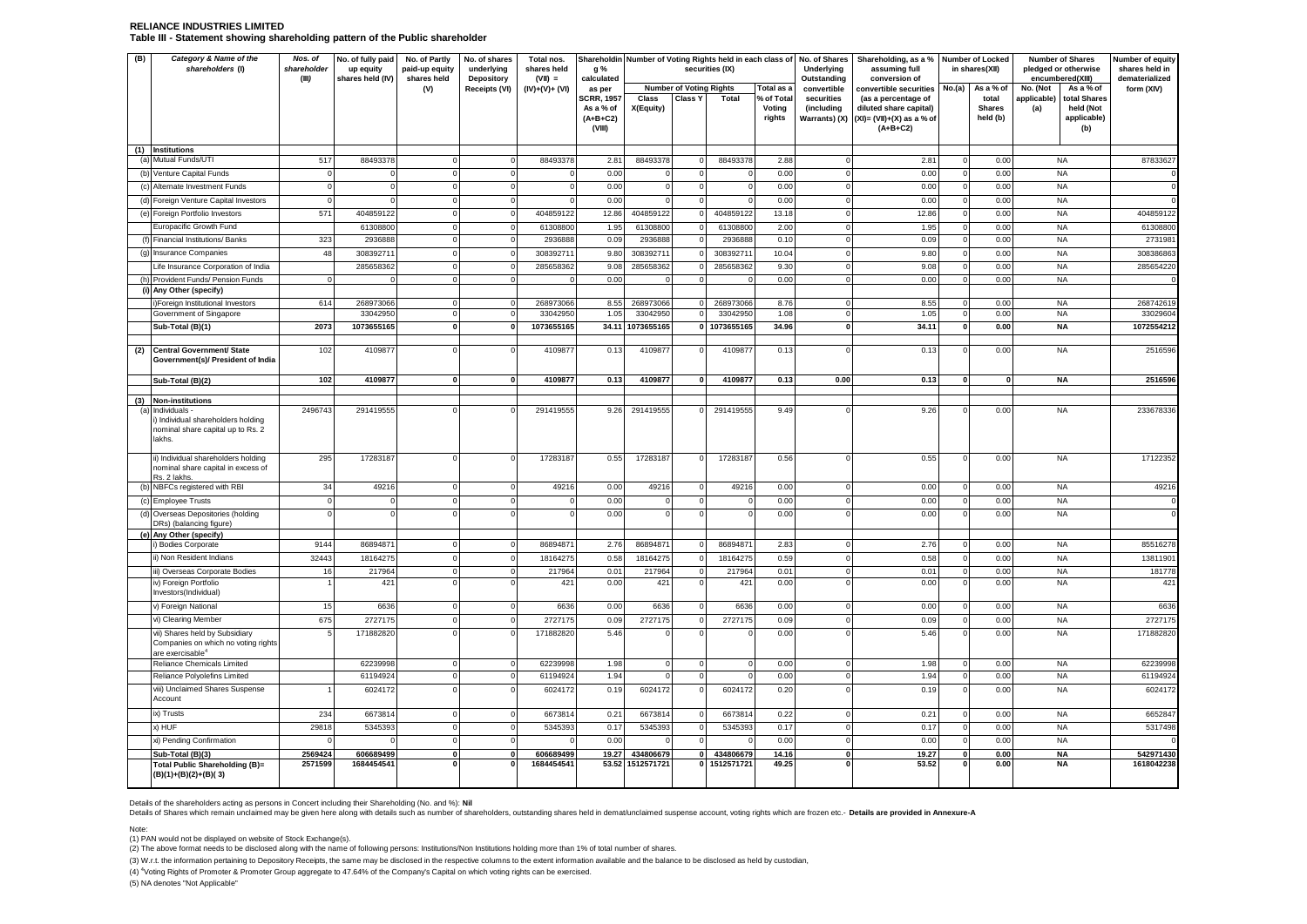**RELIANCE INDUSTRIES LIMITED**

**Table III - Statement showing shareholding pattern of the Public shareholder**

| (B) | Category & Name of the shareholders (I) | Nos. of shareholder (III) | No. of fully paid up equity shares held (IV) | No. of Partly paid-up equity shares held (V) | No. of shares underlying Depository Receipts (VI) | Total nos. shares held (VII) = (IV)+(V)+ (VI) | Shareholding % calculated as per SCRR, 1957 As a % of (A+B+C2) (VIII) | Number of Voting Rights held in each class of securities (IX) | | | | No. of Shares Underlying Outstanding convertible securities (including Warrants) (X) | Shareholding, as a % assuming full conversion of convertible securities (as a percentage of diluted share capital) (XI)= (VII)+(X) as a % of (A+B+C2) | Number of Locked in shares(XII) | | Number of Shares pledged or otherwise encumbered(XIII) | | Number of equity shares held in dematerialized form (XIV) |
|---|---|---|---|---|---|---|---|---|---|---|---|---|---|---|---|---|---|---|
| | | | | | | | | Number of Voting Rights | | | Total as a % of Total Voting rights | | | No.(a) | As a % of total Shares held (b) | No. (Not applicable) (a) | As a % of total Shares held (Not applicable) (b) | |
| | | | | | | | | Class X(Equity) | Class Y | Total | | | | | | | | |
| (1) | **Institutions** | | | | | | | | | | | | | | | | | |
| (a) | Mutual Funds/UTI | 517 | 88493378 | 0 | 0 | 88493378 | 2.81 | 88493378 | 0 | 88493378 | 2.88 | 0 | 2.81 | 0 | 0.00 | NA | | 87833627 |
| (b) | Venture Capital Funds | 0 | 0 | 0 | 0 | 0 | 0.00 | 0 | 0 | 0 | 0.00 | 0 | 0.00 | 0 | 0.00 | NA | | 0 |
| (c) | Alternate Investment Funds | 0 | 0 | 0 | 0 | 0 | 0.00 | 0 | 0 | 0 | 0.00 | 0 | 0.00 | 0 | 0.00 | NA | | 0 |
| (d) | Foreign Venture Capital Investors | 0 | 0 | 0 | 0 | 0 | 0.00 | 0 | 0 | 0 | 0.00 | 0 | 0.00 | 0 | 0.00 | NA | | 0 |
| (e) | Foreign Portfolio Investors | 571 | 404859122 | 0 | 0 | 404859122 | 12.86 | 404859122 | 0 | 404859122 | 13.18 | 0 | 12.86 | 0 | 0.00 | NA | | 404859122 |
| | Europacific Growth Fund | | 61308800 | 0 | 0 | 61308800 | 1.95 | 61308800 | 0 | 61308800 | 2.00 | 0 | 1.95 | 0 | 0.00 | NA | | 61308800 |
| (f) | Financial Institutions/ Banks | 323 | 2936888 | 0 | 0 | 2936888 | 0.09 | 2936888 | 0 | 2936888 | 0.10 | 0 | 0.09 | 0 | 0.00 | NA | | 2731981 |
| (g) | Insurance Companies | 48 | 308392711 | 0 | 0 | 308392711 | 9.80 | 308392711 | 0 | 308392711 | 10.04 | 0 | 9.80 | 0 | 0.00 | NA | | 308386863 |
| | Life Insurance Corporation of India | | 285658362 | 0 | 0 | 285658362 | 9.08 | 285658362 | 0 | 285658362 | 9.30 | 0 | 9.08 | 0 | 0.00 | NA | | 285654220 |
| (h) | Provident Funds/ Pension Funds | 0 | 0 | 0 | 0 | 0 | 0.00 | 0 | 0 | 0 | 0.00 | 0 | 0.00 | 0 | 0.00 | NA | | 0 |
| (i) | **Any Other (specify)** | | | | | | | | | | | | | | | | | |
| | i)Foreign Institutional Investors | 614 | 268973066 | 0 | 0 | 268973066 | 8.55 | 268973066 | 0 | 268973066 | 8.76 | 0 | 8.55 | 0 | 0.00 | NA | | 268742619 |
| | Government of Singapore | | 33042950 | 0 | 0 | 33042950 | 1.05 | 33042950 | 0 | 33042950 | 1.08 | 0 | 1.05 | 0 | 0.00 | NA | | 33029604 |
| | **Sub-Total (B)(1)** | **2073** | **1073655165** | **0** | **0** | **1073655165** | **34.11** | **1073655165** | **0** | **1073655165** | **34.96** | **0** | **34.11** | **0** | **0.00** | **NA** | | **1072554212** |
| (2) | **Central Government/ State Government(s)/ President of India** | 102 | 4109877 | 0 | 0 | 4109877 | 0.13 | 4109877 | 0 | 4109877 | 0.13 | 0 | 0.13 | 0 | 0.00 | NA | | 2516596 |
| | **Sub-Total (B)(2)** | **102** | **4109877** | **0** | **0** | **4109877** | **0.13** | **4109877** | **0** | **4109877** | **0.13** | **0.00** | **0.13** | **0** | **0** | **NA** | | **2516596** |
| (3) | **Non-institutions** | | | | | | | | | | | | | | | | | |
| (a) | Individuals - i) Individual shareholders holding nominal share capital up to Rs. 2 lakhs. | 2496743 | 291419555 | 0 | 0 | 291419555 | 9.26 | 291419555 | 0 | 291419555 | 9.49 | 0 | 9.26 | 0 | 0.00 | NA | | 233678336 |
| | ii) Individual shareholders holding nominal share capital in excess of Rs. 2 lakhs. | 295 | 17283187 | 0 | 0 | 17283187 | 0.55 | 17283187 | 0 | 17283187 | 0.56 | 0 | 0.55 | 0 | 0.00 | NA | | 17122352 |
| (b) | NBFCs registered with RBI | 34 | 49216 | 0 | 0 | 49216 | 0.00 | 49216 | 0 | 49216 | 0.00 | 0 | 0.00 | 0 | 0.00 | NA | | 49216 |
| (c) | Employee Trusts | 0 | 0 | 0 | 0 | 0 | 0.00 | 0 | 0 | 0 | 0.00 | 0 | 0.00 | 0 | 0.00 | NA | | 0 |
| (d) | Overseas Depositories (holding DRs) (balancing figure) | 0 | 0 | 0 | 0 | 0 | 0.00 | 0 | 0 | 0 | 0.00 | 0 | 0.00 | 0 | 0.00 | NA | | 0 |
| (e) | **Any Other (specify)** | | | | | | | | | | | | | | | | | |
| | i) Bodies Corporate | 9144 | 86894871 | 0 | 0 | 86894871 | 2.76 | 86894871 | 0 | 86894871 | 2.83 | 0 | 2.76 | 0 | 0.00 | NA | | 85516278 |
| | ii) Non Resident Indians | 32443 | 18164275 | 0 | 0 | 18164275 | 0.58 | 18164275 | 0 | 18164275 | 0.59 | 0 | 0.58 | 0 | 0.00 | NA | | 13811901 |
| | iii) Overseas Corporate Bodies | 16 | 217964 | 0 | 0 | 217964 | 0.01 | 217964 | 0 | 217964 | 0.01 | 0 | 0.01 | 0 | 0.00 | NA | | 181778 |
| | iv) Foreign Portfolio Investors(Individual) | 1 | 421 | 0 | 0 | 421 | 0.00 | 421 | 0 | 421 | 0.00 | 0 | 0.00 | 0 | 0.00 | NA | | 421 |
| | v) Foreign National | 15 | 6636 | 0 | 0 | 6636 | 0.00 | 6636 | 0 | 6636 | 0.00 | 0 | 0.00 | 0 | 0.00 | NA | | 6636 |
| | vi) Clearing Member | 675 | 2727175 | 0 | 0 | 2727175 | 0.09 | 2727175 | 0 | 2727175 | 0.09 | 0 | 0.09 | 0 | 0.00 | NA | | 2727175 |
| | vii) Shares held by Subsidiary Companies on which no voting rights are exercisable[4] | 5 | 171882820 | 0 | 0 | 171882820 | 5.46 | 0 | 0 | 0 | 0.00 | 0 | 5.46 | 0 | 0.00 | NA | | 171882820 |
| | Reliance Chemicals Limited | | 62239998 | 0 | 0 | 62239998 | 1.98 | 0 | 0 | 0 | 0.00 | 0 | 1.98 | 0 | 0.00 | NA | | 62239998 |
| | Reliance Polyolefins Limited | | 61194924 | 0 | 0 | 61194924 | 1.94 | 0 | 0 | 0 | 0.00 | 0 | 1.94 | 0 | 0.00 | NA | | 61194924 |
| | viii) Unclaimed Shares Suspense Account | 1 | 6024172 | 0 | 0 | 6024172 | 0.19 | 6024172 | 0 | 6024172 | 0.20 | 0 | 0.19 | 0 | 0.00 | NA | | 6024172 |
| | ix) Trusts | 234 | 6673814 | 0 | 0 | 6673814 | 0.21 | 6673814 | 0 | 6673814 | 0.22 | 0 | 0.21 | 0 | 0.00 | NA | | 6652847 |
| | x) HUF | 29818 | 5345393 | 0 | 0 | 5345393 | 0.17 | 5345393 | 0 | 5345393 | 0.17 | 0 | 0.17 | 0 | 0.00 | NA | | 5317498 |
| | xi) Pending Confirmation | 0 | 0 | 0 | 0 | 0 | 0.00 | 0 | 0 | 0 | 0.00 | 0 | 0.00 | 0 | 0.00 | NA | | 0 |
| | **Sub-Total (B)(3)** | **2569424** | **606689499** | **0** | **0** | **606689499** | **19.27** | **434806679** | **0** | **434806679** | **14.16** | **0** | **19.27** | **0** | **0.00** | **NA** | | **542971430** |
| | **Total Public Shareholding (B)= (B)(1)+(B)(2)+(B)( 3)** | **2571599** | **1684454541** | **0** | **0** | **1684454541** | **53.52** | **1512571721** | **0** | **1512571721** | **49.25** | **0** | **53.52** | **0** | **0.00** | **NA** | | **1618042238** |

Details of the shareholders acting as persons in Concert including their Shareholding (No. and %): **Nil**

Details of Shares which remain unclaimed may be given here along with details such as number of shareholders, outstanding shares held in demat/unclaimed suspense account, voting rights which are frozen etc.- **Details are provided in Annexure-A**

Note:

(1) PAN would not be displayed on website of Stock Exchange(s).

(2) The above format needs to be disclosed along with the name of following persons: Institutions/Non Institutions holding more than 1% of total number of shares.

(3) W.r.t. the information pertaining to Depository Receipts, the same may be disclosed in the respective columns to the extent information available and the balance to be disclosed as held by custodian,

(4) [4]Voting Rights of Promoter & Promoter Group aggregate to 47.64% of the Company's Capital on which voting rights can be exercised.

(5) NA denotes "Not Applicable"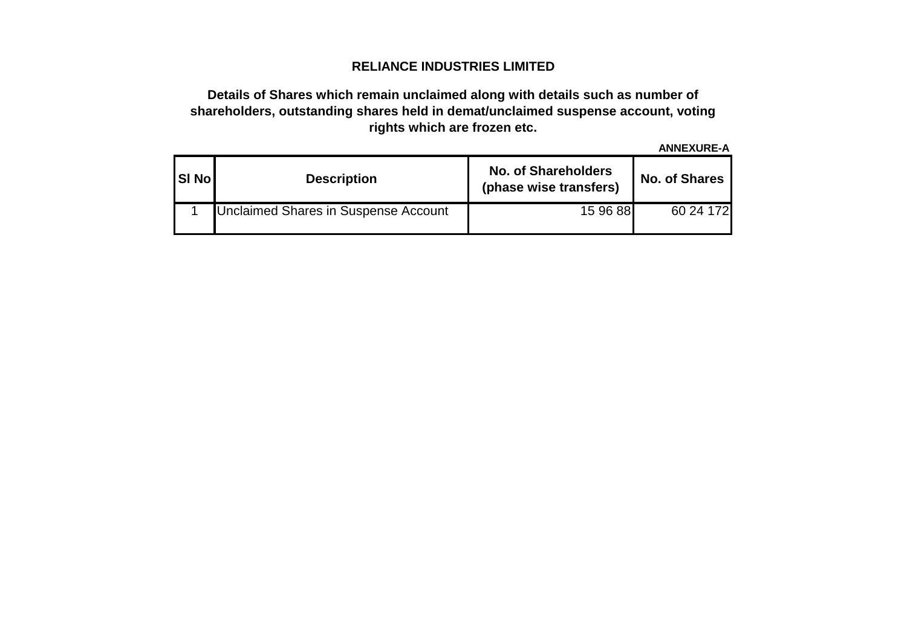**RELIANCE INDUSTRIES LIMITED**

**Details of Shares which remain unclaimed along with details such as number of shareholders, outstanding shares held in demat/unclaimed suspense account, voting rights which are frozen etc.**

**ANNEXURE-A**

| Sl No | Description | No. of Shareholders (phase wise transfers) | No. of Shares |
|---|---|---|---|
| 1 | Unclaimed Shares in Suspense Account | 15 96 88 | 60 24 172 |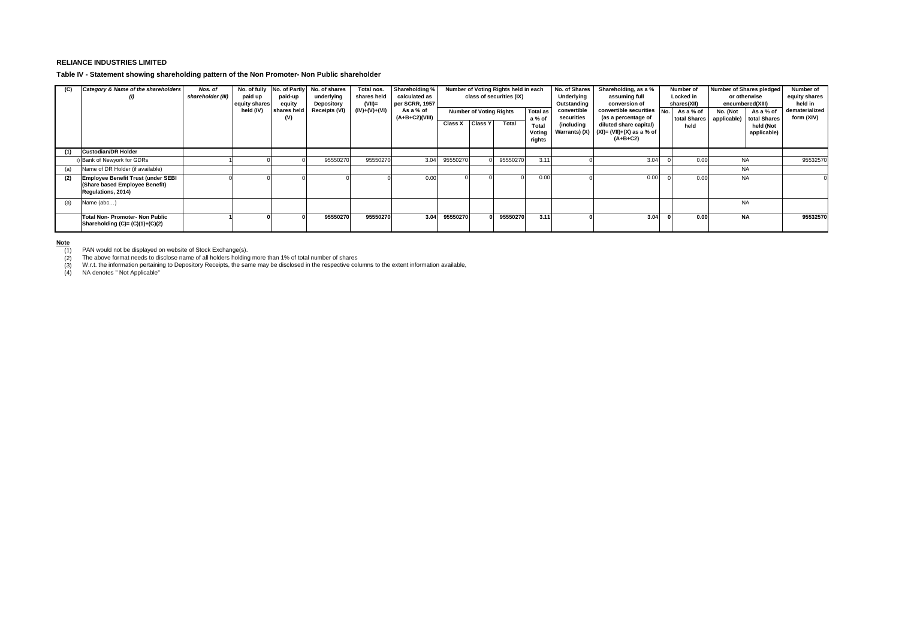**RELIANCE INDUSTRIES LIMITED**

**Table IV - Statement showing shareholding pattern of the Non Promoter- Non Public shareholder**

| (C) | *Category & Name of the shareholders (I)* | *Nos. of shareholder (III)* | No. of fully paid up equity shares held (IV) | No. of Partly paid-up equity shares held (V) | No. of shares underlying Depository Receipts (VI) | Total nos. shares held (VII)= (IV)+(V)+(VI) | Shareholding % calculated as per SCRR, 1957 As a % of (A+B+C2)(VIII) | Number of Voting Rights held in each class of securities (IX) | | | | No. of Shares Underlying Outstanding convertible securities (including Warrants) (X) | Shareholding, as a % assuming full conversion of convertible securities (as a percentage of diluted share capital) (XI)= (VII)+(X) as a % of (A+B+C2) | Number of Locked in shares(XII) | | Number of Shares pledged or otherwise encumbered(XIII) | | Number of equity shares held in dematerialized form (XIV) |
|---|---|---|---|---|---|---|---|---|---|---|---|---|---|---|---|---|---|---|
| | | | | | | | | Number of Voting Rights | | | Total as a % of Total Voting rights | | | No. | As a % of total Shares held | No. (Not applicable) | As a % of total Shares held (Not applicable) | |
| | | | | | | | | Class X | Class Y | Total | | | | | | | | |
| **(1)** | **Custodian/DR Holder** | | | | | | | | | | | | | | | | | |
| | i) Bank of Newyork for GDRs | 1 | 0 | 0 | 95550270 | 95550270 | 3.04 | 95550270 | 0 | 95550270 | 3.11 | 0 | 3.04 | 0 | 0.00 | NA | | 95532570 |
| (a) | Name of DR Holder (if available) | | | | | | | | | | | | | | | NA | | |
| **(2)** | **Employee Benefit Trust (under SEBI (Share based Employee Benefit) Regulations, 2014)** | 0 | 0 | 0 | 0 | 0 | 0.00 | 0 | 0 | 0 | 0.00 | 0 | 0.00 | 0 | 0.00 | NA | | 0 |
| (a) | Name (abc…) | | | | | | | | | | | | | | | NA | | |
| | **Total Non- Promoter- Non Public Shareholding (C)= (C)(1)+(C)(2)** | **1** | **0** | **0** | **95550270** | **95550270** | **3.04** | **95550270** | **0** | **95550270** | **3.11** | **0** | **3.04** | **0** | **0.00** | **NA** | | **95532570** |

**Note**

(1) PAN would not be displayed on website of Stock Exchange(s).

(2) The above format needs to disclose name of all holders holding more than 1% of total number of shares

(3) W.r.t. the information pertaining to Depository Receipts, the same may be disclosed in the respective columns to the extent information available,

(4) NA denotes " Not Applicable"